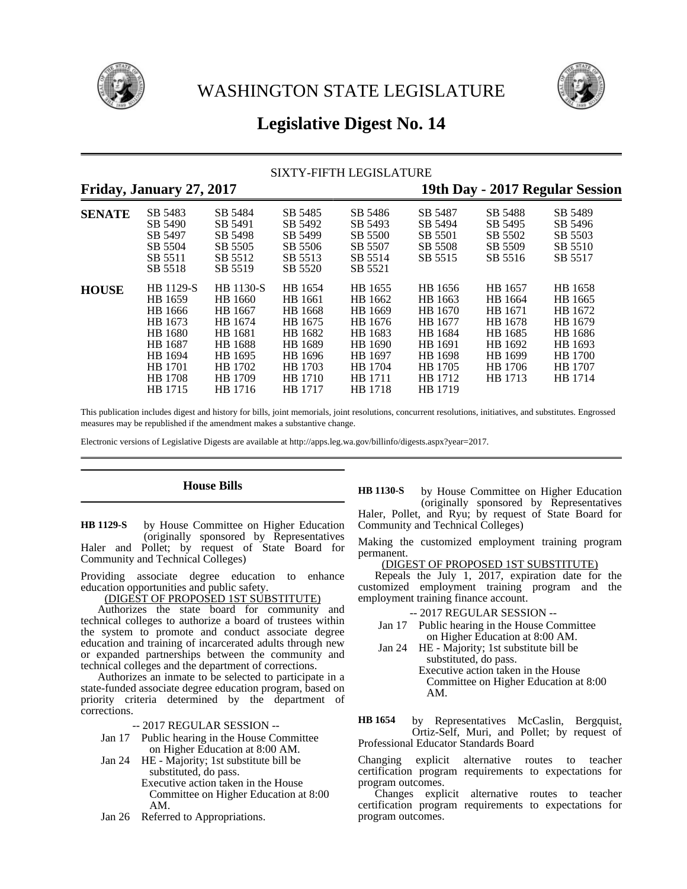# WASHINGTON STATE LEGISLATURE

## Legislative Digest No. 14

SIXTY-FIFTH LEGISLATURE

**Friday, January 27, 2017** **19th Day - 2017 Regular Session**

| | | | | | | | |
|---|---|---|---|---|---|---|---|
| **SENATE** | SB 5483 | SB 5484 | SB 5485 | SB 5486 | SB 5487 | SB 5488 | SB 5489 |
| | SB 5490 | SB 5491 | SB 5492 | SB 5493 | SB 5494 | SB 5495 | SB 5496 |
| | SB 5497 | SB 5498 | SB 5499 | SB 5500 | SB 5501 | SB 5502 | SB 5503 |
| | SB 5504 | SB 5505 | SB 5506 | SB 5507 | SB 5508 | SB 5509 | SB 5510 |
| | SB 5511 | SB 5512 | SB 5513 | SB 5514 | SB 5515 | SB 5516 | SB 5517 |
| | SB 5518 | SB 5519 | SB 5520 | SB 5521 | | | |
| **HOUSE** | HB 1129-S | HB 1130-S | HB 1654 | HB 1655 | HB 1656 | HB 1657 | HB 1658 |
| | HB 1659 | HB 1660 | HB 1661 | HB 1662 | HB 1663 | HB 1664 | HB 1665 |
| | HB 1666 | HB 1667 | HB 1668 | HB 1669 | HB 1670 | HB 1671 | HB 1672 |
| | HB 1673 | HB 1674 | HB 1675 | HB 1676 | HB 1677 | HB 1678 | HB 1679 |
| | HB 1680 | HB 1681 | HB 1682 | HB 1683 | HB 1684 | HB 1685 | HB 1686 |
| | HB 1687 | HB 1688 | HB 1689 | HB 1690 | HB 1691 | HB 1692 | HB 1693 |
| | HB 1694 | HB 1695 | HB 1696 | HB 1697 | HB 1698 | HB 1699 | HB 1700 |
| | HB 1701 | HB 1702 | HB 1703 | HB 1704 | HB 1705 | HB 1706 | HB 1707 |
| | HB 1708 | HB 1709 | HB 1710 | HB 1711 | HB 1712 | HB 1713 | HB 1714 |
| | HB 1715 | HB 1716 | HB 1717 | HB 1718 | HB 1719 | | |

This publication includes digest and history for bills, joint memorials, joint resolutions, concurrent resolutions, initiatives, and substitutes. Engrossed measures may be republished if the amendment makes a substantive change.

Electronic versions of Legislative Digests are available at http://apps.leg.wa.gov/billinfo/digests.aspx?year=2017.

### House Bills

**HB 1129-S** by House Committee on Higher Education (originally sponsored by Representatives Haler and Pollet; by request of State Board for Community and Technical Colleges)

Providing associate degree education to enhance education opportunities and public safety.

(DIGEST OF PROPOSED 1ST SUBSTITUTE)

Authorizes the state board for community and technical colleges to authorize a board of trustees within the system to promote and conduct associate degree education and training of incarcerated adults through new or expanded partnerships between the community and technical colleges and the department of corrections.

Authorizes an inmate to be selected to participate in a state-funded associate degree education program, based on priority criteria determined by the department of corrections.

-- 2017 REGULAR SESSION --

Jan 17 Public hearing in the House Committee on Higher Education at 8:00 AM.

Jan 24 HE - Majority; 1st substitute bill be substituted, do pass.
Executive action taken in the House Committee on Higher Education at 8:00 AM.

Jan 26 Referred to Appropriations.

**HB 1130-S** by House Committee on Higher Education (originally sponsored by Representatives Haler, Pollet, and Ryu; by request of State Board for Community and Technical Colleges)

Making the customized employment training program permanent.

(DIGEST OF PROPOSED 1ST SUBSTITUTE)

Repeals the July 1, 2017, expiration date for the customized employment training program and the employment training finance account.

-- 2017 REGULAR SESSION --

Jan 17 Public hearing in the House Committee on Higher Education at 8:00 AM.

Jan 24 HE - Majority; 1st substitute bill be substituted, do pass.
Executive action taken in the House Committee on Higher Education at 8:00 AM.

**HB 1654** by Representatives McCaslin, Bergquist, Ortiz-Self, Muri, and Pollet; by request of Professional Educator Standards Board

Changing explicit alternative routes to teacher certification program requirements to expectations for program outcomes.

Changes explicit alternative routes to teacher certification program requirements to expectations for program outcomes.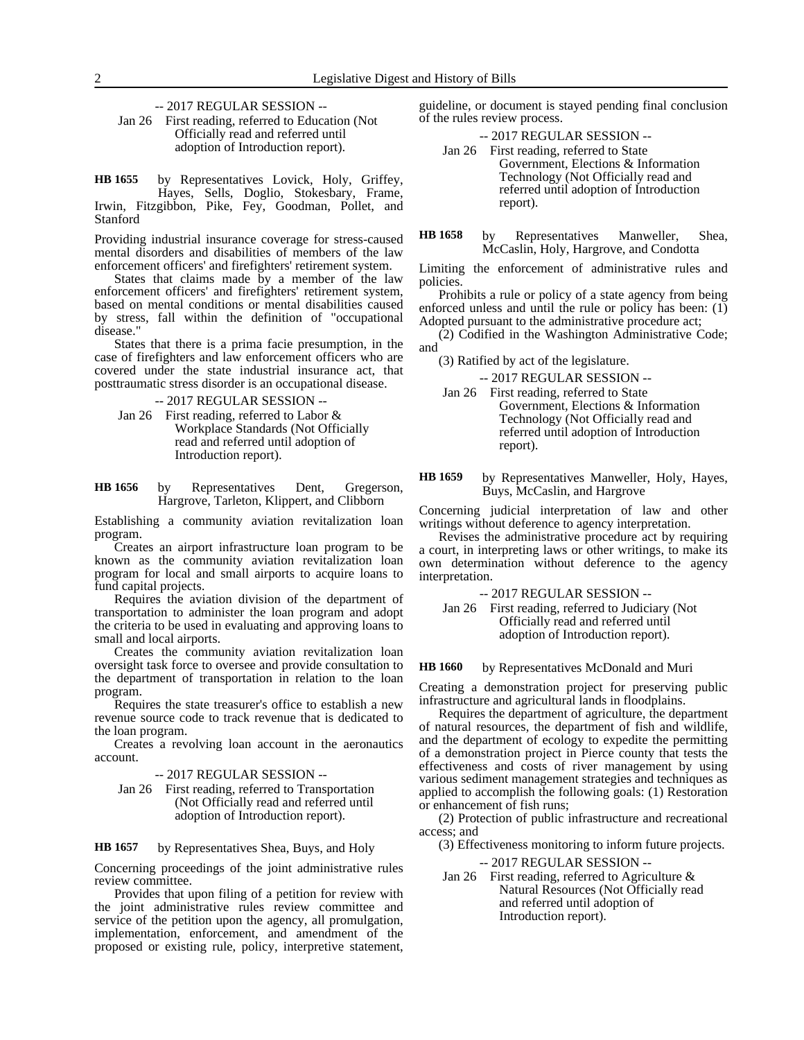-- 2017 REGULAR SESSION --

Jan 26 First reading, referred to Education (Not Officially read and referred until adoption of Introduction report).

**HB 1655** by Representatives Lovick, Holy, Griffey, Hayes, Sells, Doglio, Stokesbary, Frame, Irwin, Fitzgibbon, Pike, Fey, Goodman, Pollet, and Stanford

Providing industrial insurance coverage for stress-caused mental disorders and disabilities of members of the law enforcement officers' and firefighters' retirement system.

States that claims made by a member of the law enforcement officers' and firefighters' retirement system, based on mental conditions or mental disabilities caused by stress, fall within the definition of "occupational disease."

States that there is a prima facie presumption, in the case of firefighters and law enforcement officers who are covered under the state industrial insurance act, that posttraumatic stress disorder is an occupational disease.

-- 2017 REGULAR SESSION --

Jan 26 First reading, referred to Labor & Workplace Standards (Not Officially read and referred until adoption of Introduction report).

**HB 1656** by Representatives Dent, Gregerson, Hargrove, Tarleton, Klippert, and Clibborn

Establishing a community aviation revitalization loan program.

Creates an airport infrastructure loan program to be known as the community aviation revitalization loan program for local and small airports to acquire loans to fund capital projects.

Requires the aviation division of the department of transportation to administer the loan program and adopt the criteria to be used in evaluating and approving loans to small and local airports.

Creates the community aviation revitalization loan oversight task force to oversee and provide consultation to the department of transportation in relation to the loan program.

Requires the state treasurer's office to establish a new revenue source code to track revenue that is dedicated to the loan program.

Creates a revolving loan account in the aeronautics account.

-- 2017 REGULAR SESSION --

Jan 26 First reading, referred to Transportation (Not Officially read and referred until adoption of Introduction report).

**HB 1657** by Representatives Shea, Buys, and Holy

Concerning proceedings of the joint administrative rules review committee.

Provides that upon filing of a petition for review with the joint administrative rules review committee and service of the petition upon the agency, all promulgation, implementation, enforcement, and amendment of the proposed or existing rule, policy, interpretive statement, guideline, or document is stayed pending final conclusion of the rules review process.

-- 2017 REGULAR SESSION --

Jan 26 First reading, referred to State Government, Elections & Information Technology (Not Officially read and referred until adoption of Introduction report).

**HB 1658** by Representatives Manweller, Shea, McCaslin, Holy, Hargrove, and Condotta

Limiting the enforcement of administrative rules and policies.

Prohibits a rule or policy of a state agency from being enforced unless and until the rule or policy has been: (1) Adopted pursuant to the administrative procedure act;

(2) Codified in the Washington Administrative Code; and

(3) Ratified by act of the legislature.

-- 2017 REGULAR SESSION --

Jan 26 First reading, referred to State Government, Elections & Information Technology (Not Officially read and referred until adoption of Introduction report).

**HB 1659** by Representatives Manweller, Holy, Hayes, Buys, McCaslin, and Hargrove

Concerning judicial interpretation of law and other writings without deference to agency interpretation.

Revises the administrative procedure act by requiring a court, in interpreting laws or other writings, to make its own determination without deference to the agency interpretation.

-- 2017 REGULAR SESSION --

Jan 26 First reading, referred to Judiciary (Not Officially read and referred until adoption of Introduction report).

**HB 1660** by Representatives McDonald and Muri

Creating a demonstration project for preserving public infrastructure and agricultural lands in floodplains.

Requires the department of agriculture, the department of natural resources, the department of fish and wildlife, and the department of ecology to expedite the permitting of a demonstration project in Pierce county that tests the effectiveness and costs of river management by using various sediment management strategies and techniques as applied to accomplish the following goals: (1) Restoration or enhancement of fish runs;

(2) Protection of public infrastructure and recreational access; and

(3) Effectiveness monitoring to inform future projects.

-- 2017 REGULAR SESSION --

Jan 26 First reading, referred to Agriculture & Natural Resources (Not Officially read and referred until adoption of Introduction report).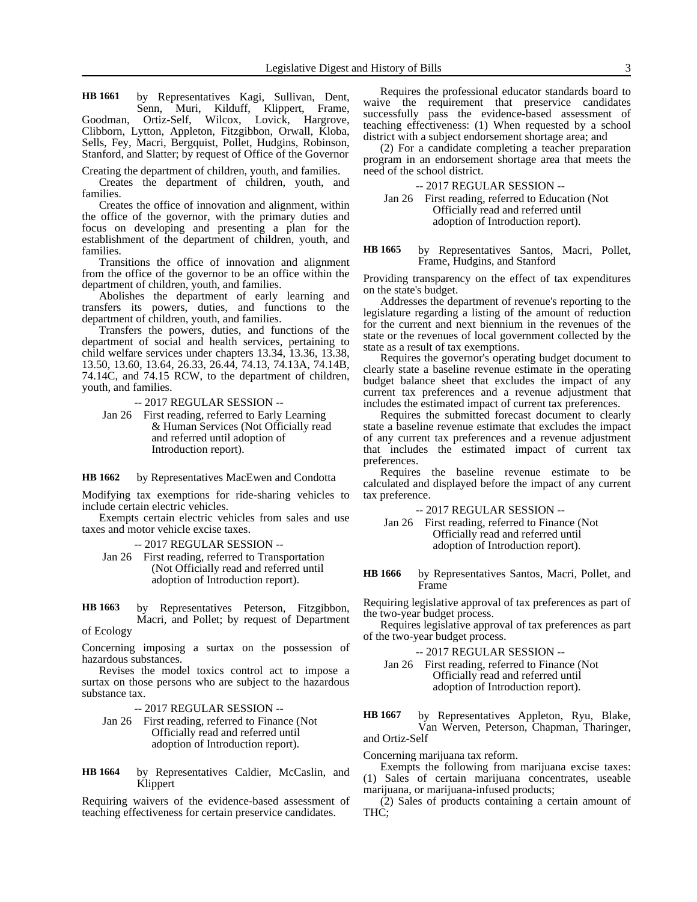**HB 1661** by Representatives Kagi, Sullivan, Dent, Senn, Muri, Kilduff, Klippert, Frame, Goodman, Ortiz-Self, Wilcox, Lovick, Hargrove, Clibborn, Lytton, Appleton, Fitzgibbon, Orwall, Kloba, Sells, Fey, Macri, Bergquist, Pollet, Hudgins, Robinson, Stanford, and Slatter; by request of Office of the Governor

Creating the department of children, youth, and families.

Creates the department of children, youth, and families.

Creates the office of innovation and alignment, within the office of the governor, with the primary duties and focus on developing and presenting a plan for the establishment of the department of children, youth, and families.

Transitions the office of innovation and alignment from the office of the governor to be an office within the department of children, youth, and families.

Abolishes the department of early learning and transfers its powers, duties, and functions to the department of children, youth, and families.

Transfers the powers, duties, and functions of the department of social and health services, pertaining to child welfare services under chapters 13.34, 13.36, 13.38, 13.50, 13.60, 13.64, 26.33, 26.44, 74.13, 74.13A, 74.14B, 74.14C, and 74.15 RCW, to the department of children, youth, and families.

-- 2017 REGULAR SESSION --

Jan 26 First reading, referred to Early Learning & Human Services (Not Officially read and referred until adoption of Introduction report).

**HB 1662** by Representatives MacEwen and Condotta

Modifying tax exemptions for ride-sharing vehicles to include certain electric vehicles.

Exempts certain electric vehicles from sales and use taxes and motor vehicle excise taxes.

-- 2017 REGULAR SESSION --

Jan 26 First reading, referred to Transportation (Not Officially read and referred until adoption of Introduction report).

**HB 1663** by Representatives Peterson, Fitzgibbon, Macri, and Pollet; by request of Department of Ecology

Concerning imposing a surtax on the possession of hazardous substances.

Revises the model toxics control act to impose a surtax on those persons who are subject to the hazardous substance tax.

-- 2017 REGULAR SESSION --

Jan 26 First reading, referred to Finance (Not Officially read and referred until adoption of Introduction report).

**HB 1664** by Representatives Caldier, McCaslin, and Klippert

Requiring waivers of the evidence-based assessment of teaching effectiveness for certain preservice candidates.

Requires the professional educator standards board to waive the requirement that preservice candidates successfully pass the evidence-based assessment of teaching effectiveness: (1) When requested by a school district with a subject endorsement shortage area; and

(2) For a candidate completing a teacher preparation program in an endorsement shortage area that meets the need of the school district.

-- 2017 REGULAR SESSION --

Jan 26 First reading, referred to Education (Not Officially read and referred until adoption of Introduction report).

**HB 1665** by Representatives Santos, Macri, Pollet, Frame, Hudgins, and Stanford

Providing transparency on the effect of tax expenditures on the state's budget.

Addresses the department of revenue's reporting to the legislature regarding a listing of the amount of reduction for the current and next biennium in the revenues of the state or the revenues of local government collected by the state as a result of tax exemptions.

Requires the governor's operating budget document to clearly state a baseline revenue estimate in the operating budget balance sheet that excludes the impact of any current tax preferences and a revenue adjustment that includes the estimated impact of current tax preferences.

Requires the submitted forecast document to clearly state a baseline revenue estimate that excludes the impact of any current tax preferences and a revenue adjustment that includes the estimated impact of current tax preferences.

Requires the baseline revenue estimate to be calculated and displayed before the impact of any current tax preference.

-- 2017 REGULAR SESSION --

Jan 26 First reading, referred to Finance (Not Officially read and referred until adoption of Introduction report).

**HB 1666** by Representatives Santos, Macri, Pollet, and Frame

Requiring legislative approval of tax preferences as part of the two-year budget process.

Requires legislative approval of tax preferences as part of the two-year budget process.

-- 2017 REGULAR SESSION --

Jan 26 First reading, referred to Finance (Not Officially read and referred until adoption of Introduction report).

**HB 1667** by Representatives Appleton, Ryu, Blake, Van Werven, Peterson, Chapman, Tharinger, and Ortiz-Self

Concerning marijuana tax reform.

Exempts the following from marijuana excise taxes: (1) Sales of certain marijuana concentrates, useable marijuana, or marijuana-infused products;

(2) Sales of products containing a certain amount of THC;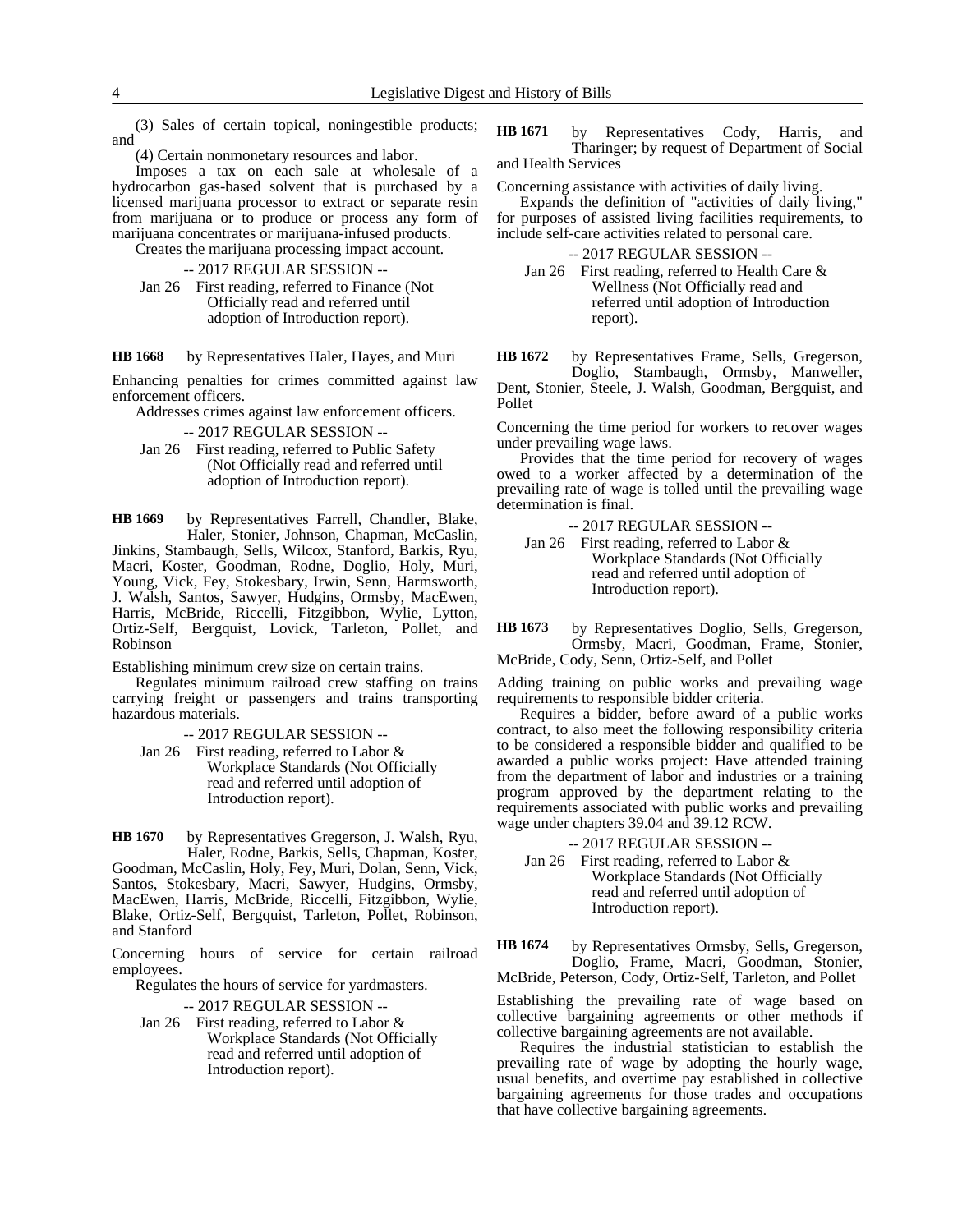(3) Sales of certain topical, noningestible products; and

(4) Certain nonmonetary resources and labor.

Imposes a tax on each sale at wholesale of a hydrocarbon gas-based solvent that is purchased by a licensed marijuana processor to extract or separate resin from marijuana or to produce or process any form of marijuana concentrates or marijuana-infused products.

Creates the marijuana processing impact account.

-- 2017 REGULAR SESSION --

Jan 26 First reading, referred to Finance (Not Officially read and referred until adoption of Introduction report).

**HB 1668** by Representatives Haler, Hayes, and Muri

Enhancing penalties for crimes committed against law enforcement officers.

Addresses crimes against law enforcement officers.

-- 2017 REGULAR SESSION --

Jan 26 First reading, referred to Public Safety (Not Officially read and referred until adoption of Introduction report).

**HB 1669** by Representatives Farrell, Chandler, Blake, Haler, Stonier, Johnson, Chapman, McCaslin, Jinkins, Stambaugh, Sells, Wilcox, Stanford, Barkis, Ryu, Macri, Koster, Goodman, Rodne, Doglio, Holy, Muri, Young, Vick, Fey, Stokesbary, Irwin, Senn, Harmsworth, J. Walsh, Santos, Sawyer, Hudgins, Ormsby, MacEwen, Harris, McBride, Riccelli, Fitzgibbon, Wylie, Lytton, Ortiz-Self, Bergquist, Lovick, Tarleton, Pollet, and Robinson

Establishing minimum crew size on certain trains.

Regulates minimum railroad crew staffing on trains carrying freight or passengers and trains transporting hazardous materials.

-- 2017 REGULAR SESSION --

Jan 26 First reading, referred to Labor & Workplace Standards (Not Officially read and referred until adoption of Introduction report).

**HB 1670** by Representatives Gregerson, J. Walsh, Ryu, Haler, Rodne, Barkis, Sells, Chapman, Koster, Goodman, McCaslin, Holy, Fey, Muri, Dolan, Senn, Vick, Santos, Stokesbary, Macri, Sawyer, Hudgins, Ormsby, MacEwen, Harris, McBride, Riccelli, Fitzgibbon, Wylie, Blake, Ortiz-Self, Bergquist, Tarleton, Pollet, Robinson, and Stanford

Concerning hours of service for certain railroad employees.

Regulates the hours of service for yardmasters.

-- 2017 REGULAR SESSION --

Jan 26 First reading, referred to Labor & Workplace Standards (Not Officially read and referred until adoption of Introduction report).

**HB 1671** by Representatives Cody, Harris, and Tharinger; by request of Department of Social and Health Services

Concerning assistance with activities of daily living.

Expands the definition of "activities of daily living," for purposes of assisted living facilities requirements, to include self-care activities related to personal care.

-- 2017 REGULAR SESSION --

Jan 26 First reading, referred to Health Care & Wellness (Not Officially read and referred until adoption of Introduction report).

**HB 1672** by Representatives Frame, Sells, Gregerson, Doglio, Stambaugh, Ormsby, Manweller, Dent, Stonier, Steele, J. Walsh, Goodman, Bergquist, and Pollet

Concerning the time period for workers to recover wages under prevailing wage laws.

Provides that the time period for recovery of wages owed to a worker affected by a determination of the prevailing rate of wage is tolled until the prevailing wage determination is final.

-- 2017 REGULAR SESSION --

Jan 26 First reading, referred to Labor & Workplace Standards (Not Officially read and referred until adoption of Introduction report).

**HB 1673** by Representatives Doglio, Sells, Gregerson, Ormsby, Macri, Goodman, Frame, Stonier, McBride, Cody, Senn, Ortiz-Self, and Pollet

Adding training on public works and prevailing wage requirements to responsible bidder criteria.

Requires a bidder, before award of a public works contract, to also meet the following responsibility criteria to be considered a responsible bidder and qualified to be awarded a public works project: Have attended training from the department of labor and industries or a training program approved by the department relating to the requirements associated with public works and prevailing wage under chapters 39.04 and 39.12 RCW.

-- 2017 REGULAR SESSION --

Jan 26 First reading, referred to Labor & Workplace Standards (Not Officially read and referred until adoption of Introduction report).

**HB 1674** by Representatives Ormsby, Sells, Gregerson, Doglio, Frame, Macri, Goodman, Stonier, McBride, Peterson, Cody, Ortiz-Self, Tarleton, and Pollet

Establishing the prevailing rate of wage based on collective bargaining agreements or other methods if collective bargaining agreements are not available.

Requires the industrial statistician to establish the prevailing rate of wage by adopting the hourly wage, usual benefits, and overtime pay established in collective bargaining agreements for those trades and occupations that have collective bargaining agreements.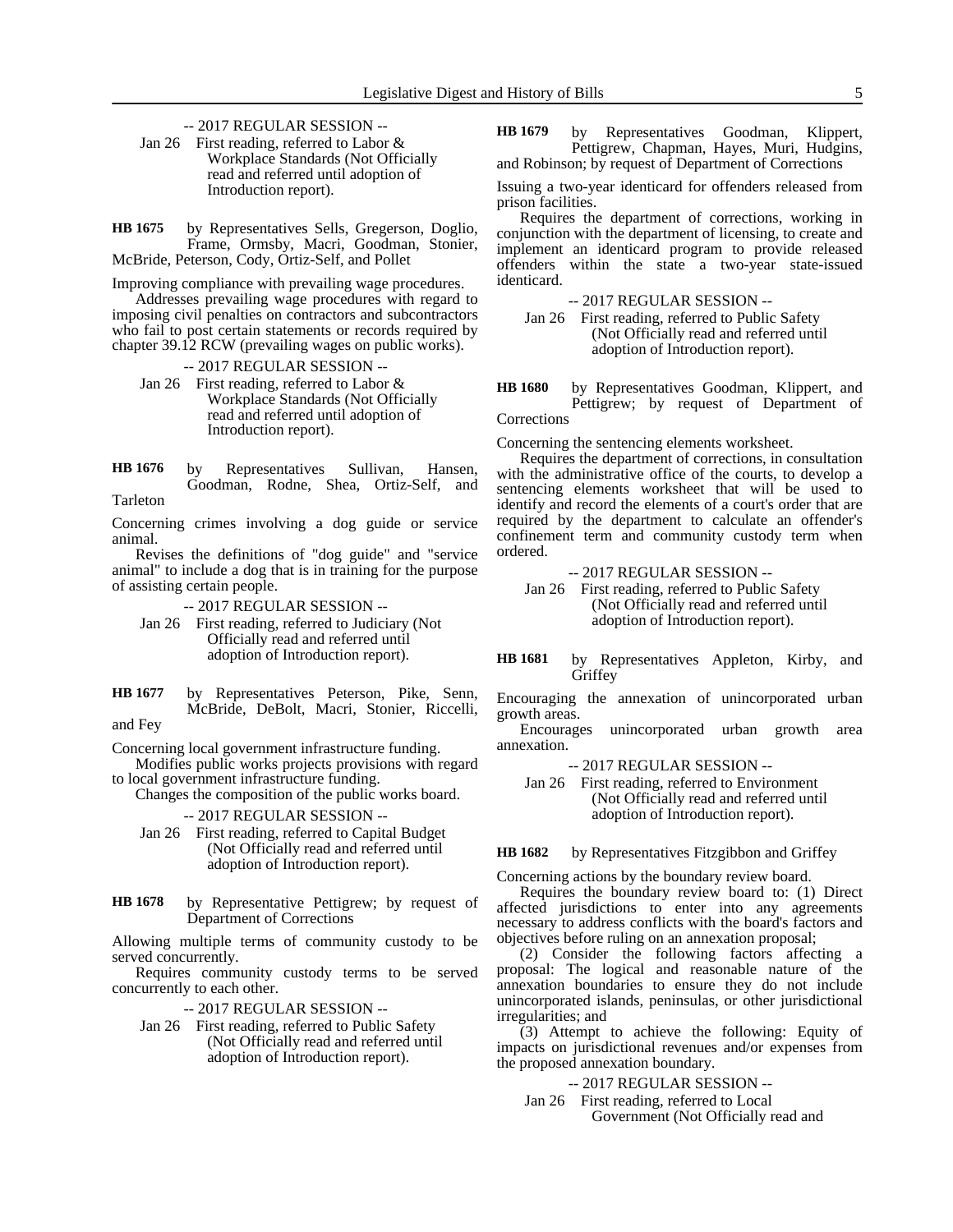-- 2017 REGULAR SESSION --

Jan 26 First reading, referred to Labor & Workplace Standards (Not Officially read and referred until adoption of Introduction report).

**HB 1675** by Representatives Sells, Gregerson, Doglio, Frame, Ormsby, Macri, Goodman, Stonier, McBride, Peterson, Cody, Ortiz-Self, and Pollet

Improving compliance with prevailing wage procedures.

Addresses prevailing wage procedures with regard to imposing civil penalties on contractors and subcontractors who fail to post certain statements or records required by chapter 39.12 RCW (prevailing wages on public works).

-- 2017 REGULAR SESSION --

Jan 26 First reading, referred to Labor & Workplace Standards (Not Officially read and referred until adoption of Introduction report).

**HB 1676** by Representatives Sullivan, Hansen, Goodman, Rodne, Shea, Ortiz-Self, and Tarleton

Concerning crimes involving a dog guide or service animal.

Revises the definitions of "dog guide" and "service animal" to include a dog that is in training for the purpose of assisting certain people.

-- 2017 REGULAR SESSION --

Jan 26 First reading, referred to Judiciary (Not Officially read and referred until adoption of Introduction report).

**HB 1677** by Representatives Peterson, Pike, Senn, McBride, DeBolt, Macri, Stonier, Riccelli, and Fey

Concerning local government infrastructure funding.

Modifies public works projects provisions with regard to local government infrastructure funding.

Changes the composition of the public works board.

-- 2017 REGULAR SESSION --

Jan 26 First reading, referred to Capital Budget (Not Officially read and referred until adoption of Introduction report).

**HB 1678** by Representative Pettigrew; by request of Department of Corrections

Allowing multiple terms of community custody to be served concurrently.

Requires community custody terms to be served concurrently to each other.

-- 2017 REGULAR SESSION --

Jan 26 First reading, referred to Public Safety (Not Officially read and referred until adoption of Introduction report).

**HB 1679** by Representatives Goodman, Klippert, Pettigrew, Chapman, Hayes, Muri, Hudgins, and Robinson; by request of Department of Corrections

Issuing a two-year identicard for offenders released from prison facilities.

Requires the department of corrections, working in conjunction with the department of licensing, to create and implement an identicard program to provide released offenders within the state a two-year state-issued identicard.

-- 2017 REGULAR SESSION --

Jan 26 First reading, referred to Public Safety (Not Officially read and referred until adoption of Introduction report).

**HB 1680** by Representatives Goodman, Klippert, and Pettigrew; by request of Department of Corrections

Concerning the sentencing elements worksheet.

Requires the department of corrections, in consultation with the administrative office of the courts, to develop a sentencing elements worksheet that will be used to identify and record the elements of a court's order that are required by the department to calculate an offender's confinement term and community custody term when ordered.

-- 2017 REGULAR SESSION --

Jan 26 First reading, referred to Public Safety (Not Officially read and referred until adoption of Introduction report).

**HB 1681** by Representatives Appleton, Kirby, and Griffey

Encouraging the annexation of unincorporated urban growth areas.

Encourages unincorporated urban growth area annexation.

-- 2017 REGULAR SESSION --

Jan 26 First reading, referred to Environment (Not Officially read and referred until adoption of Introduction report).

**HB 1682** by Representatives Fitzgibbon and Griffey

Concerning actions by the boundary review board.

Requires the boundary review board to: (1) Direct affected jurisdictions to enter into any agreements necessary to address conflicts with the board's factors and objectives before ruling on an annexation proposal;

(2) Consider the following factors affecting a proposal: The logical and reasonable nature of the annexation boundaries to ensure they do not include unincorporated islands, peninsulas, or other jurisdictional irregularities; and

(3) Attempt to achieve the following: Equity of impacts on jurisdictional revenues and/or expenses from the proposed annexation boundary.

-- 2017 REGULAR SESSION --

Jan 26 First reading, referred to Local Government (Not Officially read and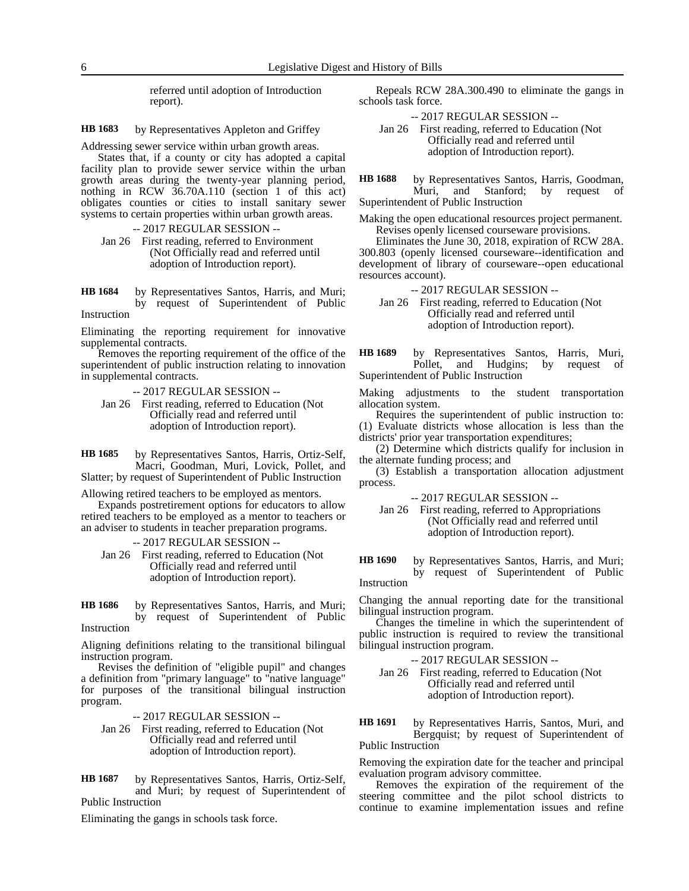referred until adoption of Introduction report).

**HB 1683** by Representatives Appleton and Griffey

Addressing sewer service within urban growth areas.

States that, if a county or city has adopted a capital facility plan to provide sewer service within the urban growth areas during the twenty-year planning period, nothing in RCW 36.70A.110 (section 1 of this act) obligates counties or cities to install sanitary sewer systems to certain properties within urban growth areas.

-- 2017 REGULAR SESSION --

Jan 26 First reading, referred to Environment (Not Officially read and referred until adoption of Introduction report).

**HB 1684** by Representatives Santos, Harris, and Muri; by request of Superintendent of Public Instruction

Eliminating the reporting requirement for innovative supplemental contracts.

Removes the reporting requirement of the office of the superintendent of public instruction relating to innovation in supplemental contracts.

-- 2017 REGULAR SESSION --

Jan 26 First reading, referred to Education (Not Officially read and referred until adoption of Introduction report).

**HB 1685** by Representatives Santos, Harris, Ortiz-Self, Macri, Goodman, Muri, Lovick, Pollet, and Slatter; by request of Superintendent of Public Instruction

Allowing retired teachers to be employed as mentors.

Expands postretirement options for educators to allow retired teachers to be employed as a mentor to teachers or an adviser to students in teacher preparation programs.

-- 2017 REGULAR SESSION --

Jan 26 First reading, referred to Education (Not Officially read and referred until adoption of Introduction report).

**HB 1686** by Representatives Santos, Harris, and Muri; by request of Superintendent of Public Instruction

Aligning definitions relating to the transitional bilingual instruction program.

Revises the definition of "eligible pupil" and changes a definition from "primary language" to "native language" for purposes of the transitional bilingual instruction program.

-- 2017 REGULAR SESSION --

Jan 26 First reading, referred to Education (Not Officially read and referred until adoption of Introduction report).

**HB 1687** by Representatives Santos, Harris, Ortiz-Self, and Muri; by request of Superintendent of Public Instruction

Eliminating the gangs in schools task force.

Repeals RCW 28A.300.490 to eliminate the gangs in schools task force.

-- 2017 REGULAR SESSION --

Jan 26 First reading, referred to Education (Not Officially read and referred until adoption of Introduction report).

**HB 1688** by Representatives Santos, Harris, Goodman, Muri, and Stanford; by request of Superintendent of Public Instruction

Making the open educational resources project permanent.

Revises openly licensed courseware provisions.

Eliminates the June 30, 2018, expiration of RCW 28A. 300.803 (openly licensed courseware--identification and development of library of courseware--open educational resources account).

-- 2017 REGULAR SESSION --

Jan 26 First reading, referred to Education (Not Officially read and referred until adoption of Introduction report).

**HB 1689** by Representatives Santos, Harris, Muri, Pollet, and Hudgins; by request of Superintendent of Public Instruction

Making adjustments to the student transportation allocation system.

Requires the superintendent of public instruction to: (1) Evaluate districts whose allocation is less than the districts' prior year transportation expenditures;

(2) Determine which districts qualify for inclusion in the alternate funding process; and

(3) Establish a transportation allocation adjustment process.

-- 2017 REGULAR SESSION --

Jan 26 First reading, referred to Appropriations (Not Officially read and referred until adoption of Introduction report).

**HB 1690** by Representatives Santos, Harris, and Muri; by request of Superintendent of Public Instruction

Changing the annual reporting date for the transitional bilingual instruction program.

Changes the timeline in which the superintendent of public instruction is required to review the transitional bilingual instruction program.

-- 2017 REGULAR SESSION --

Jan 26 First reading, referred to Education (Not Officially read and referred until adoption of Introduction report).

**HB 1691** by Representatives Harris, Santos, Muri, and Bergquist; by request of Superintendent of Public Instruction

Removing the expiration date for the teacher and principal evaluation program advisory committee.

Removes the expiration of the requirement of the steering committee and the pilot school districts to continue to examine implementation issues and refine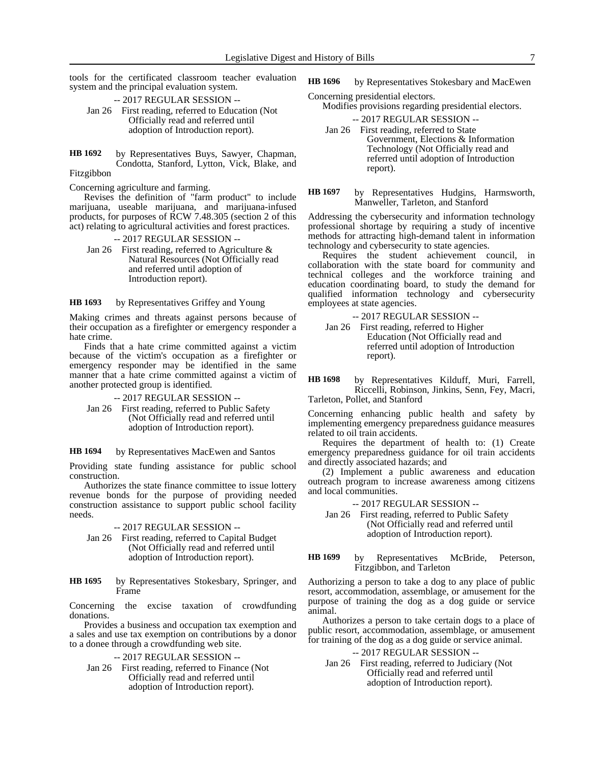tools for the certificated classroom teacher evaluation system and the principal evaluation system.

-- 2017 REGULAR SESSION --

Jan 26 First reading, referred to Education (Not Officially read and referred until adoption of Introduction report).

**HB 1692** by Representatives Buys, Sawyer, Chapman, Condotta, Stanford, Lytton, Vick, Blake, and Fitzgibbon

Concerning agriculture and farming.

Revises the definition of "farm product" to include marijuana, useable marijuana, and marijuana-infused products, for purposes of RCW 7.48.305 (section 2 of this act) relating to agricultural activities and forest practices.

-- 2017 REGULAR SESSION --

Jan 26 First reading, referred to Agriculture & Natural Resources (Not Officially read and referred until adoption of Introduction report).

**HB 1693** by Representatives Griffey and Young

Making crimes and threats against persons because of their occupation as a firefighter or emergency responder a hate crime.

Finds that a hate crime committed against a victim because of the victim's occupation as a firefighter or emergency responder may be identified in the same manner that a hate crime committed against a victim of another protected group is identified.

-- 2017 REGULAR SESSION --

Jan 26 First reading, referred to Public Safety (Not Officially read and referred until adoption of Introduction report).

**HB 1694** by Representatives MacEwen and Santos

Providing state funding assistance for public school construction.

Authorizes the state finance committee to issue lottery revenue bonds for the purpose of providing needed construction assistance to support public school facility needs.

-- 2017 REGULAR SESSION --

Jan 26 First reading, referred to Capital Budget (Not Officially read and referred until adoption of Introduction report).

**HB 1695** by Representatives Stokesbary, Springer, and Frame

Concerning the excise taxation of crowdfunding donations.

Provides a business and occupation tax exemption and a sales and use tax exemption on contributions by a donor to a donee through a crowdfunding web site.

-- 2017 REGULAR SESSION --

Jan 26 First reading, referred to Finance (Not Officially read and referred until adoption of Introduction report).

**HB 1696** by Representatives Stokesbary and MacEwen

Concerning presidential electors.

Modifies provisions regarding presidential electors.

-- 2017 REGULAR SESSION --

Jan 26 First reading, referred to State Government, Elections & Information Technology (Not Officially read and referred until adoption of Introduction report).

**HB 1697** by Representatives Hudgins, Harmsworth, Manweller, Tarleton, and Stanford

Addressing the cybersecurity and information technology professional shortage by requiring a study of incentive methods for attracting high-demand talent in information technology and cybersecurity to state agencies.

Requires the student achievement council, in collaboration with the state board for community and technical colleges and the workforce training and education coordinating board, to study the demand for qualified information technology and cybersecurity employees at state agencies.

-- 2017 REGULAR SESSION --

Jan 26 First reading, referred to Higher Education (Not Officially read and referred until adoption of Introduction report).

**HB 1698** by Representatives Kilduff, Muri, Farrell, Riccelli, Robinson, Jinkins, Senn, Fey, Macri, Tarleton, Pollet, and Stanford

Concerning enhancing public health and safety by implementing emergency preparedness guidance measures related to oil train accidents.

Requires the department of health to: (1) Create emergency preparedness guidance for oil train accidents and directly associated hazards; and

(2) Implement a public awareness and education outreach program to increase awareness among citizens and local communities.

-- 2017 REGULAR SESSION --

Jan 26 First reading, referred to Public Safety (Not Officially read and referred until adoption of Introduction report).

**HB 1699** by Representatives McBride, Peterson, Fitzgibbon, and Tarleton

Authorizing a person to take a dog to any place of public resort, accommodation, assemblage, or amusement for the purpose of training the dog as a dog guide or service animal.

Authorizes a person to take certain dogs to a place of public resort, accommodation, assemblage, or amusement for training of the dog as a dog guide or service animal.

-- 2017 REGULAR SESSION --

Jan 26 First reading, referred to Judiciary (Not Officially read and referred until adoption of Introduction report).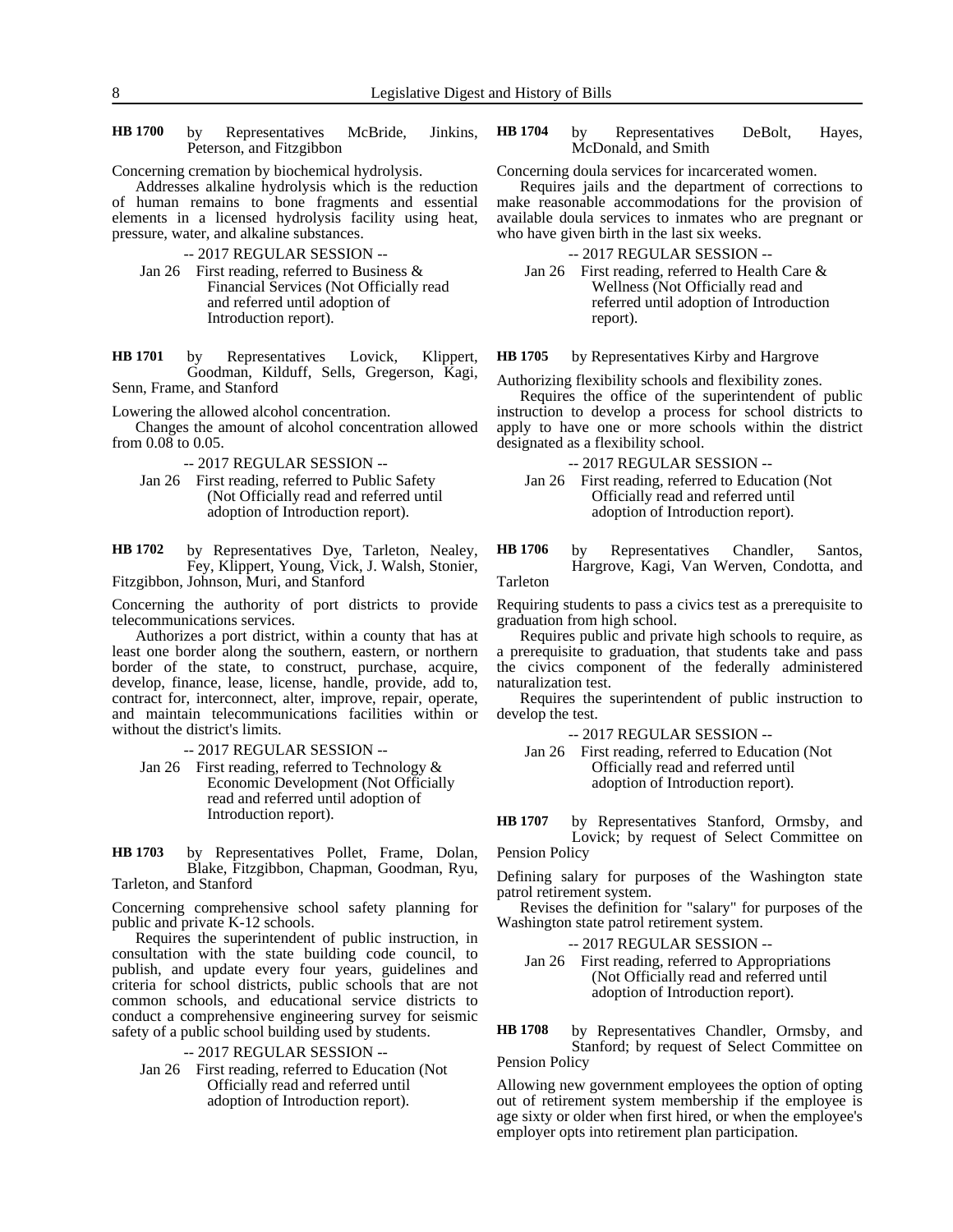**HB 1700** by Representatives McBride, Jinkins, Peterson, and Fitzgibbon

Concerning cremation by biochemical hydrolysis.

Addresses alkaline hydrolysis which is the reduction of human remains to bone fragments and essential elements in a licensed hydrolysis facility using heat, pressure, water, and alkaline substances.

-- 2017 REGULAR SESSION --

Jan 26 First reading, referred to Business & Financial Services (Not Officially read and referred until adoption of Introduction report).

**HB 1701** by Representatives Lovick, Klippert, Goodman, Kilduff, Sells, Gregerson, Kagi, Senn, Frame, and Stanford

Lowering the allowed alcohol concentration.

Changes the amount of alcohol concentration allowed from 0.08 to 0.05.

-- 2017 REGULAR SESSION --

Jan 26 First reading, referred to Public Safety (Not Officially read and referred until adoption of Introduction report).

**HB 1702** by Representatives Dye, Tarleton, Nealey, Fey, Klippert, Young, Vick, J. Walsh, Stonier, Fitzgibbon, Johnson, Muri, and Stanford

Concerning the authority of port districts to provide telecommunications services.

Authorizes a port district, within a county that has at least one border along the southern, eastern, or northern border of the state, to construct, purchase, acquire, develop, finance, lease, license, handle, provide, add to, contract for, interconnect, alter, improve, repair, operate, and maintain telecommunications facilities within or without the district's limits.

-- 2017 REGULAR SESSION --

Jan 26 First reading, referred to Technology & Economic Development (Not Officially read and referred until adoption of Introduction report).

**HB 1703** by Representatives Pollet, Frame, Dolan, Blake, Fitzgibbon, Chapman, Goodman, Ryu, Tarleton, and Stanford

Concerning comprehensive school safety planning for public and private K-12 schools.

Requires the superintendent of public instruction, in consultation with the state building code council, to publish, and update every four years, guidelines and criteria for school districts, public schools that are not common schools, and educational service districts to conduct a comprehensive engineering survey for seismic safety of a public school building used by students.

-- 2017 REGULAR SESSION --

Jan 26 First reading, referred to Education (Not Officially read and referred until adoption of Introduction report).

**HB 1704** by Representatives DeBolt, Hayes, McDonald, and Smith

Concerning doula services for incarcerated women.

Requires jails and the department of corrections to make reasonable accommodations for the provision of available doula services to inmates who are pregnant or who have given birth in the last six weeks.

-- 2017 REGULAR SESSION --

Jan 26 First reading, referred to Health Care & Wellness (Not Officially read and referred until adoption of Introduction report).

**HB 1705** by Representatives Kirby and Hargrove

Authorizing flexibility schools and flexibility zones.

Requires the office of the superintendent of public instruction to develop a process for school districts to apply to have one or more schools within the district designated as a flexibility school.

-- 2017 REGULAR SESSION --

Jan 26 First reading, referred to Education (Not Officially read and referred until adoption of Introduction report).

**HB 1706** by Representatives Chandler, Santos, Hargrove, Kagi, Van Werven, Condotta, and Tarleton

Requiring students to pass a civics test as a prerequisite to graduation from high school.

Requires public and private high schools to require, as a prerequisite to graduation, that students take and pass the civics component of the federally administered naturalization test.

Requires the superintendent of public instruction to develop the test.

-- 2017 REGULAR SESSION --

Jan 26 First reading, referred to Education (Not Officially read and referred until adoption of Introduction report).

**HB 1707** by Representatives Stanford, Ormsby, and Lovick; by request of Select Committee on Pension Policy

Defining salary for purposes of the Washington state patrol retirement system.

Revises the definition for "salary" for purposes of the Washington state patrol retirement system.

-- 2017 REGULAR SESSION --

Jan 26 First reading, referred to Appropriations (Not Officially read and referred until adoption of Introduction report).

**HB 1708** by Representatives Chandler, Ormsby, and Stanford; by request of Select Committee on Pension Policy

Allowing new government employees the option of opting out of retirement system membership if the employee is age sixty or older when first hired, or when the employee's employer opts into retirement plan participation.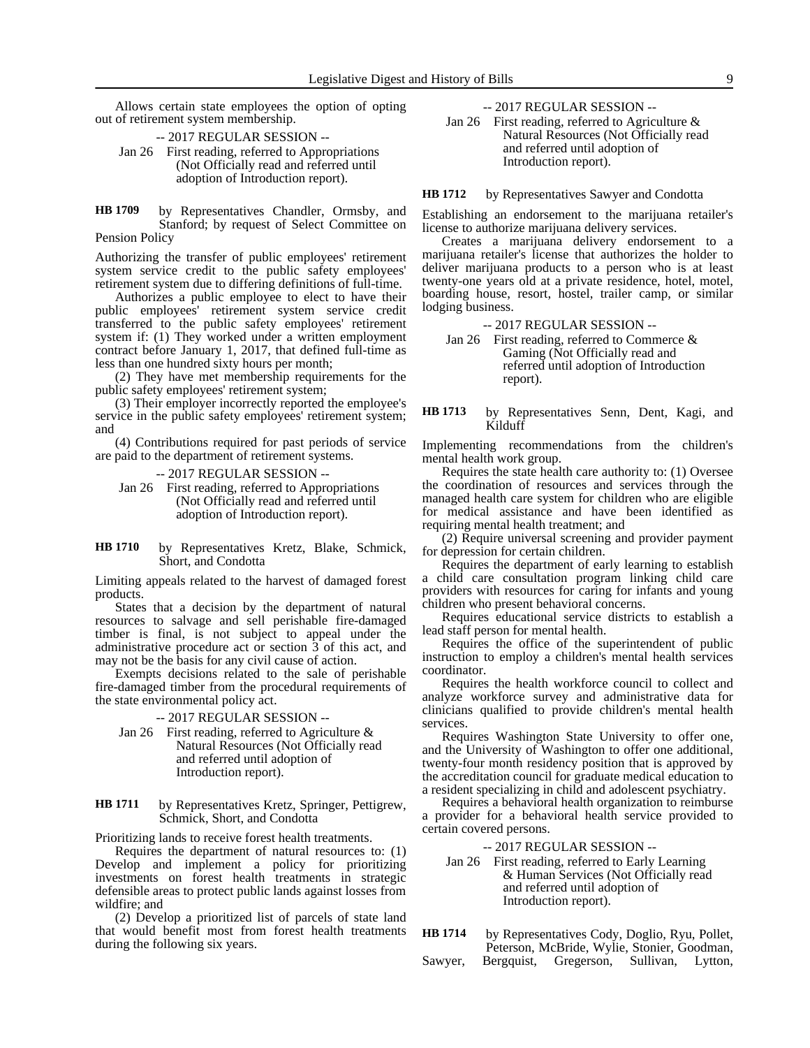Allows certain state employees the option of opting out of retirement system membership.

-- 2017 REGULAR SESSION --

Jan 26 First reading, referred to Appropriations (Not Officially read and referred until adoption of Introduction report).

**HB 1709** by Representatives Chandler, Ormsby, and Stanford; by request of Select Committee on Pension Policy

Authorizing the transfer of public employees' retirement system service credit to the public safety employees' retirement system due to differing definitions of full-time.

Authorizes a public employee to elect to have their public employees' retirement system service credit transferred to the public safety employees' retirement system if: (1) They worked under a written employment contract before January 1, 2017, that defined full-time as less than one hundred sixty hours per month;

(2) They have met membership requirements for the public safety employees' retirement system;

(3) Their employer incorrectly reported the employee's service in the public safety employees' retirement system; and

(4) Contributions required for past periods of service are paid to the department of retirement systems.

-- 2017 REGULAR SESSION --

Jan 26 First reading, referred to Appropriations (Not Officially read and referred until adoption of Introduction report).

**HB 1710** by Representatives Kretz, Blake, Schmick, Short, and Condotta

Limiting appeals related to the harvest of damaged forest products.

States that a decision by the department of natural resources to salvage and sell perishable fire-damaged timber is final, is not subject to appeal under the administrative procedure act or section 3 of this act, and may not be the basis for any civil cause of action.

Exempts decisions related to the sale of perishable fire-damaged timber from the procedural requirements of the state environmental policy act.

-- 2017 REGULAR SESSION --

Jan 26 First reading, referred to Agriculture & Natural Resources (Not Officially read and referred until adoption of Introduction report).

**HB 1711** by Representatives Kretz, Springer, Pettigrew, Schmick, Short, and Condotta

Prioritizing lands to receive forest health treatments.

Requires the department of natural resources to: (1) Develop and implement a policy for prioritizing investments on forest health treatments in strategic defensible areas to protect public lands against losses from wildfire; and

(2) Develop a prioritized list of parcels of state land that would benefit most from forest health treatments during the following six years.

-- 2017 REGULAR SESSION --

Jan 26 First reading, referred to Agriculture & Natural Resources (Not Officially read and referred until adoption of Introduction report).

**HB 1712** by Representatives Sawyer and Condotta

Establishing an endorsement to the marijuana retailer's license to authorize marijuana delivery services.

Creates a marijuana delivery endorsement to a marijuana retailer's license that authorizes the holder to deliver marijuana products to a person who is at least twenty-one years old at a private residence, hotel, motel, boarding house, resort, hostel, trailer camp, or similar lodging business.

-- 2017 REGULAR SESSION --

Jan 26 First reading, referred to Commerce & Gaming (Not Officially read and referred until adoption of Introduction report).

**HB 1713** by Representatives Senn, Dent, Kagi, and Kilduff

Implementing recommendations from the children's mental health work group.

Requires the state health care authority to: (1) Oversee the coordination of resources and services through the managed health care system for children who are eligible for medical assistance and have been identified as requiring mental health treatment; and

(2) Require universal screening and provider payment for depression for certain children.

Requires the department of early learning to establish a child care consultation program linking child care providers with resources for caring for infants and young children who present behavioral concerns.

Requires educational service districts to establish a lead staff person for mental health.

Requires the office of the superintendent of public instruction to employ a children's mental health services coordinator.

Requires the health workforce council to collect and analyze workforce survey and administrative data for clinicians qualified to provide children's mental health services.

Requires Washington State University to offer one, and the University of Washington to offer one additional, twenty-four month residency position that is approved by the accreditation council for graduate medical education to a resident specializing in child and adolescent psychiatry.

Requires a behavioral health organization to reimburse a provider for a behavioral health service provided to certain covered persons.

-- 2017 REGULAR SESSION --

Jan 26 First reading, referred to Early Learning & Human Services (Not Officially read and referred until adoption of Introduction report).

**HB 1714** by Representatives Cody, Doglio, Ryu, Pollet, Peterson, McBride, Wylie, Stonier, Goodman, Sawyer, Bergquist, Gregerson, Sullivan, Lytton,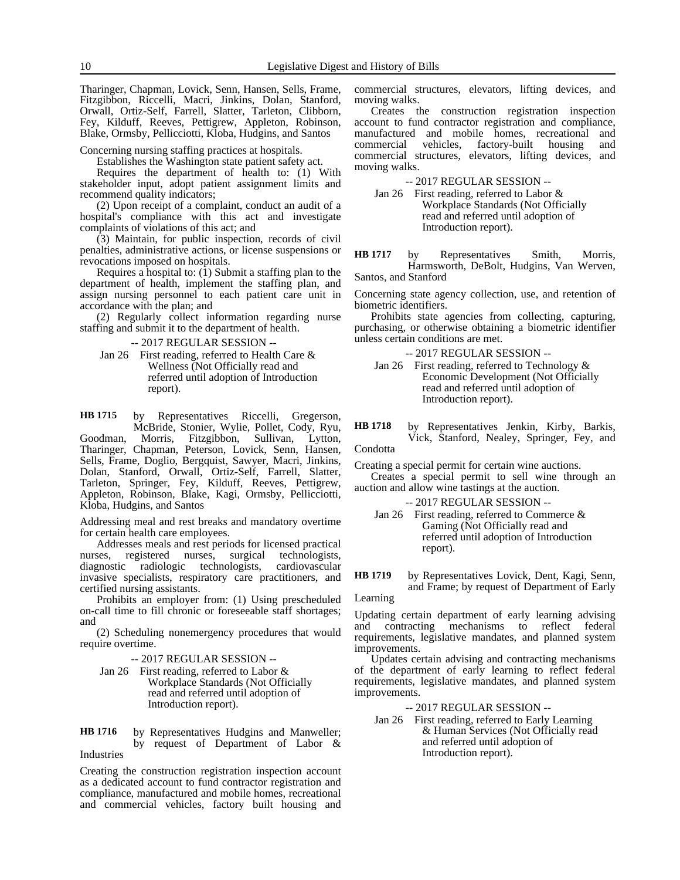Tharinger, Chapman, Lovick, Senn, Hansen, Sells, Frame, Fitzgibbon, Riccelli, Macri, Jinkins, Dolan, Stanford, Orwall, Ortiz-Self, Farrell, Slatter, Tarleton, Clibborn, Fey, Kilduff, Reeves, Pettigrew, Appleton, Robinson, Blake, Ormsby, Pellicciotti, Kloba, Hudgins, and Santos

Concerning nursing staffing practices at hospitals.

Establishes the Washington state patient safety act.

Requires the department of health to: (1) With stakeholder input, adopt patient assignment limits and recommend quality indicators;

(2) Upon receipt of a complaint, conduct an audit of a hospital's compliance with this act and investigate complaints of violations of this act; and

(3) Maintain, for public inspection, records of civil penalties, administrative actions, or license suspensions or revocations imposed on hospitals.

Requires a hospital to: (1) Submit a staffing plan to the department of health, implement the staffing plan, and assign nursing personnel to each patient care unit in accordance with the plan; and

(2) Regularly collect information regarding nurse staffing and submit it to the department of health.

-- 2017 REGULAR SESSION --

Jan 26 First reading, referred to Health Care & Wellness (Not Officially read and referred until adoption of Introduction report).

**HB 1715** by Representatives Riccelli, Gregerson, McBride, Stonier, Wylie, Pollet, Cody, Ryu, Goodman, Morris, Fitzgibbon, Sullivan, Lytton, Tharinger, Chapman, Peterson, Lovick, Senn, Hansen, Sells, Frame, Doglio, Bergquist, Sawyer, Macri, Jinkins, Dolan, Stanford, Orwall, Ortiz-Self, Farrell, Slatter, Tarleton, Springer, Fey, Kilduff, Reeves, Pettigrew, Appleton, Robinson, Blake, Kagi, Ormsby, Pellicciotti, Kloba, Hudgins, and Santos

Addressing meal and rest breaks and mandatory overtime for certain health care employees.

Addresses meals and rest periods for licensed practical nurses, registered nurses, surgical technologists, diagnostic radiologic technologists, cardiovascular invasive specialists, respiratory care practitioners, and certified nursing assistants.

Prohibits an employer from: (1) Using prescheduled on-call time to fill chronic or foreseeable staff shortages; and

(2) Scheduling nonemergency procedures that would require overtime.

-- 2017 REGULAR SESSION --

Jan 26 First reading, referred to Labor & Workplace Standards (Not Officially read and referred until adoption of Introduction report).

**HB 1716** by Representatives Hudgins and Manweller; by request of Department of Labor & Industries

Creating the construction registration inspection account as a dedicated account to fund contractor registration and compliance, manufactured and mobile homes, recreational and commercial vehicles, factory built housing and commercial structures, elevators, lifting devices, and moving walks.

Creates the construction registration inspection account to fund contractor registration and compliance, manufactured and mobile homes, recreational and commercial vehicles, factory-built housing and commercial structures, elevators, lifting devices, and moving walks.

-- 2017 REGULAR SESSION --

Jan 26 First reading, referred to Labor & Workplace Standards (Not Officially read and referred until adoption of Introduction report).

**HB 1717** by Representatives Smith, Morris, Harmsworth, DeBolt, Hudgins, Van Werven, Santos, and Stanford

Concerning state agency collection, use, and retention of biometric identifiers.

Prohibits state agencies from collecting, capturing, purchasing, or otherwise obtaining a biometric identifier unless certain conditions are met.

-- 2017 REGULAR SESSION --

Jan 26 First reading, referred to Technology & Economic Development (Not Officially read and referred until adoption of Introduction report).

**HB 1718** by Representatives Jenkin, Kirby, Barkis, Vick, Stanford, Nealey, Springer, Fey, and Condotta

Creating a special permit for certain wine auctions.

Creates a special permit to sell wine through an auction and allow wine tastings at the auction.

-- 2017 REGULAR SESSION --

Jan 26 First reading, referred to Commerce & Gaming (Not Officially read and referred until adoption of Introduction report).

**HB 1719** by Representatives Lovick, Dent, Kagi, Senn, and Frame; by request of Department of Early Learning

Updating certain department of early learning advising and contracting mechanisms to reflect federal requirements, legislative mandates, and planned system improvements.

Updates certain advising and contracting mechanisms of the department of early learning to reflect federal requirements, legislative mandates, and planned system improvements.

-- 2017 REGULAR SESSION --

Jan 26 First reading, referred to Early Learning & Human Services (Not Officially read and referred until adoption of Introduction report).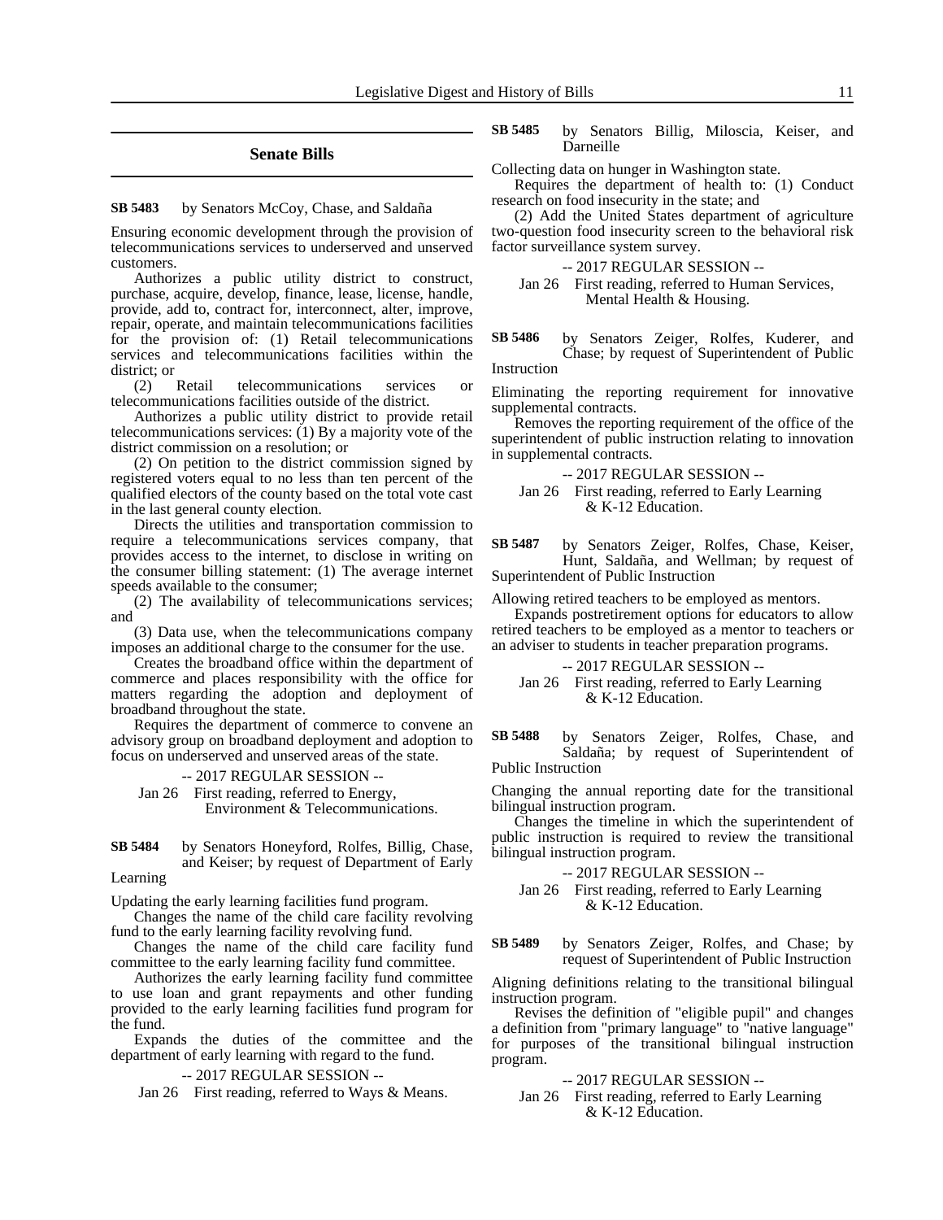## Senate Bills

**SB 5483** by Senators McCoy, Chase, and Saldaña

Ensuring economic development through the provision of telecommunications services to underserved and unserved customers.

Authorizes a public utility district to construct, purchase, acquire, develop, finance, lease, license, handle, provide, add to, contract for, interconnect, alter, improve, repair, operate, and maintain telecommunications facilities for the provision of: (1) Retail telecommunications services and telecommunications facilities within the district; or

(2) Retail telecommunications services or telecommunications facilities outside of the district.

Authorizes a public utility district to provide retail telecommunications services: (1) By a majority vote of the district commission on a resolution; or

(2) On petition to the district commission signed by registered voters equal to no less than ten percent of the qualified electors of the county based on the total vote cast in the last general county election.

Directs the utilities and transportation commission to require a telecommunications services company, that provides access to the internet, to disclose in writing on the consumer billing statement: (1) The average internet speeds available to the consumer;

(2) The availability of telecommunications services; and

(3) Data use, when the telecommunications company imposes an additional charge to the consumer for the use.

Creates the broadband office within the department of commerce and places responsibility with the office for matters regarding the adoption and deployment of broadband throughout the state.

Requires the department of commerce to convene an advisory group on broadband deployment and adoption to focus on underserved and unserved areas of the state.

-- 2017 REGULAR SESSION --

Jan 26 First reading, referred to Energy, Environment & Telecommunications.

**SB 5484** by Senators Honeyford, Rolfes, Billig, Chase, and Keiser; by request of Department of Early Learning

Updating the early learning facilities fund program.

Changes the name of the child care facility revolving fund to the early learning facility revolving fund.

Changes the name of the child care facility fund committee to the early learning facility fund committee.

Authorizes the early learning facility fund committee to use loan and grant repayments and other funding provided to the early learning facilities fund program for the fund.

Expands the duties of the committee and the department of early learning with regard to the fund.

-- 2017 REGULAR SESSION --

Jan 26 First reading, referred to Ways & Means.

**SB 5485** by Senators Billig, Miloscia, Keiser, and Darneille

Collecting data on hunger in Washington state.

Requires the department of health to: (1) Conduct research on food insecurity in the state; and

(2) Add the United States department of agriculture two-question food insecurity screen to the behavioral risk factor surveillance system survey.

-- 2017 REGULAR SESSION --

Jan 26 First reading, referred to Human Services, Mental Health & Housing.

**SB 5486** by Senators Zeiger, Rolfes, Kuderer, and Chase; by request of Superintendent of Public Instruction

Eliminating the reporting requirement for innovative supplemental contracts.

Removes the reporting requirement of the office of the superintendent of public instruction relating to innovation in supplemental contracts.

-- 2017 REGULAR SESSION --

Jan 26 First reading, referred to Early Learning & K-12 Education.

**SB 5487** by Senators Zeiger, Rolfes, Chase, Keiser, Hunt, Saldaña, and Wellman; by request of Superintendent of Public Instruction

Allowing retired teachers to be employed as mentors.

Expands postretirement options for educators to allow retired teachers to be employed as a mentor to teachers or an adviser to students in teacher preparation programs.

-- 2017 REGULAR SESSION --

Jan 26 First reading, referred to Early Learning & K-12 Education.

**SB 5488** by Senators Zeiger, Rolfes, Chase, and Saldaña; by request of Superintendent of Public Instruction

Changing the annual reporting date for the transitional bilingual instruction program.

Changes the timeline in which the superintendent of public instruction is required to review the transitional bilingual instruction program.

-- 2017 REGULAR SESSION --

Jan 26 First reading, referred to Early Learning & K-12 Education.

**SB 5489** by Senators Zeiger, Rolfes, and Chase; by request of Superintendent of Public Instruction

Aligning definitions relating to the transitional bilingual instruction program.

Revises the definition of "eligible pupil" and changes a definition from "primary language" to "native language" for purposes of the transitional bilingual instruction program.

-- 2017 REGULAR SESSION --

Jan 26 First reading, referred to Early Learning & K-12 Education.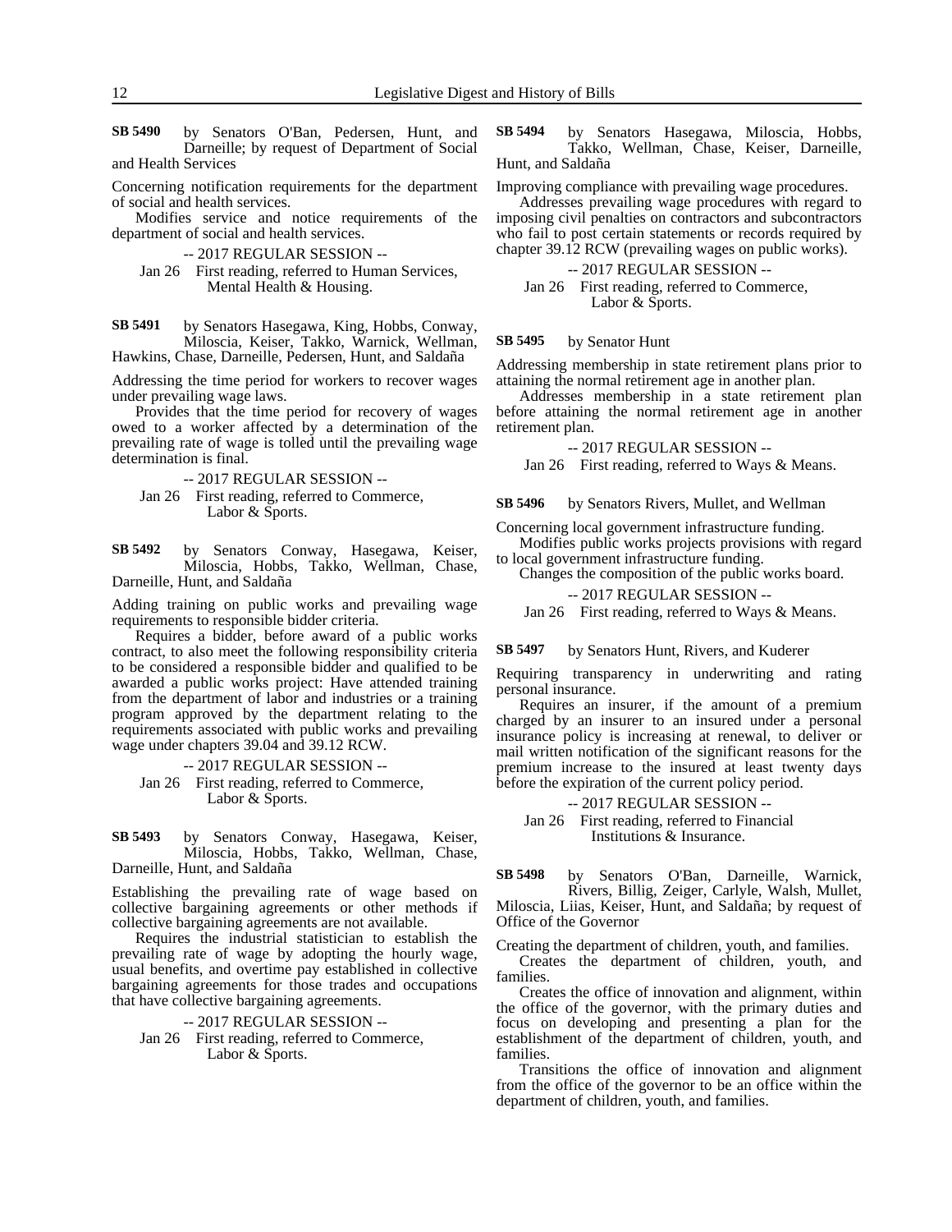**SB 5490** by Senators O'Ban, Pedersen, Hunt, and Darneille; by request of Department of Social and Health Services

Concerning notification requirements for the department of social and health services.

Modifies service and notice requirements of the department of social and health services.

-- 2017 REGULAR SESSION --

Jan 26 First reading, referred to Human Services, Mental Health & Housing.

**SB 5491** by Senators Hasegawa, King, Hobbs, Conway, Miloscia, Keiser, Takko, Warnick, Wellman, Hawkins, Chase, Darneille, Pedersen, Hunt, and Saldaña

Addressing the time period for workers to recover wages under prevailing wage laws.

Provides that the time period for recovery of wages owed to a worker affected by a determination of the prevailing rate of wage is tolled until the prevailing wage determination is final.

-- 2017 REGULAR SESSION --

Jan 26 First reading, referred to Commerce, Labor & Sports.

**SB 5492** by Senators Conway, Hasegawa, Keiser, Miloscia, Hobbs, Takko, Wellman, Chase, Darneille, Hunt, and Saldaña

Adding training on public works and prevailing wage requirements to responsible bidder criteria.

Requires a bidder, before award of a public works contract, to also meet the following responsibility criteria to be considered a responsible bidder and qualified to be awarded a public works project: Have attended training from the department of labor and industries or a training program approved by the department relating to the requirements associated with public works and prevailing wage under chapters 39.04 and 39.12 RCW.

-- 2017 REGULAR SESSION --

Jan 26 First reading, referred to Commerce, Labor & Sports.

**SB 5493** by Senators Conway, Hasegawa, Keiser, Miloscia, Hobbs, Takko, Wellman, Chase, Darneille, Hunt, and Saldaña

Establishing the prevailing rate of wage based on collective bargaining agreements or other methods if collective bargaining agreements are not available.

Requires the industrial statistician to establish the prevailing rate of wage by adopting the hourly wage, usual benefits, and overtime pay established in collective bargaining agreements for those trades and occupations that have collective bargaining agreements.

-- 2017 REGULAR SESSION --

Jan 26 First reading, referred to Commerce, Labor & Sports.

**SB 5494** by Senators Hasegawa, Miloscia, Hobbs, Takko, Wellman, Chase, Keiser, Darneille, Hunt, and Saldaña

Improving compliance with prevailing wage procedures.

Addresses prevailing wage procedures with regard to imposing civil penalties on contractors and subcontractors who fail to post certain statements or records required by chapter 39.12 RCW (prevailing wages on public works).

-- 2017 REGULAR SESSION --

Jan 26 First reading, referred to Commerce, Labor & Sports.

**SB 5495** by Senator Hunt

Addressing membership in state retirement plans prior to attaining the normal retirement age in another plan.

Addresses membership in a state retirement plan before attaining the normal retirement age in another retirement plan.

-- 2017 REGULAR SESSION --

Jan 26 First reading, referred to Ways & Means.

**SB 5496** by Senators Rivers, Mullet, and Wellman

Concerning local government infrastructure funding.

Modifies public works projects provisions with regard to local government infrastructure funding.

Changes the composition of the public works board.

-- 2017 REGULAR SESSION --

Jan 26 First reading, referred to Ways & Means.

**SB 5497** by Senators Hunt, Rivers, and Kuderer

Requiring transparency in underwriting and rating personal insurance.

Requires an insurer, if the amount of a premium charged by an insurer to an insured under a personal insurance policy is increasing at renewal, to deliver or mail written notification of the significant reasons for the premium increase to the insured at least twenty days before the expiration of the current policy period.

-- 2017 REGULAR SESSION --

Jan 26 First reading, referred to Financial Institutions & Insurance.

**SB 5498** by Senators O'Ban, Darneille, Warnick, Rivers, Billig, Zeiger, Carlyle, Walsh, Mullet, Miloscia, Liias, Keiser, Hunt, and Saldaña; by request of Office of the Governor

Creating the department of children, youth, and families.

Creates the department of children, youth, and families.

Creates the office of innovation and alignment, within the office of the governor, with the primary duties and focus on developing and presenting a plan for the establishment of the department of children, youth, and families.

Transitions the office of innovation and alignment from the office of the governor to be an office within the department of children, youth, and families.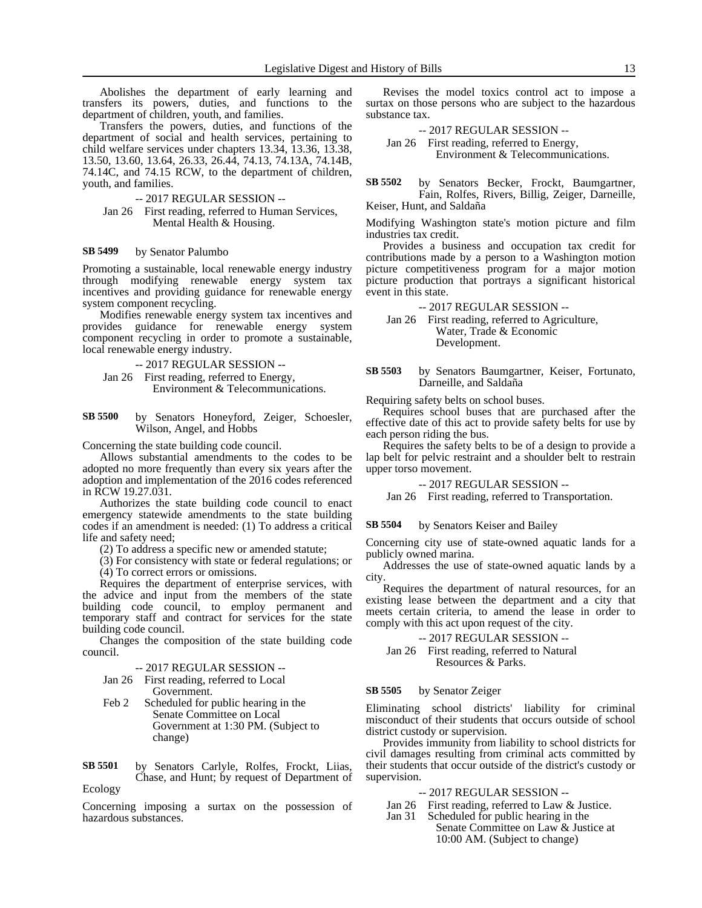Abolishes the department of early learning and transfers its powers, duties, and functions to the department of children, youth, and families.

Transfers the powers, duties, and functions of the department of social and health services, pertaining to child welfare services under chapters 13.34, 13.36, 13.38, 13.50, 13.60, 13.64, 26.33, 26.44, 74.13, 74.13A, 74.14B, 74.14C, and 74.15 RCW, to the department of children, youth, and families.

-- 2017 REGULAR SESSION --

Jan 26 First reading, referred to Human Services, Mental Health & Housing.

**SB 5499** by Senator Palumbo

Promoting a sustainable, local renewable energy industry through modifying renewable energy system tax incentives and providing guidance for renewable energy system component recycling.

Modifies renewable energy system tax incentives and provides guidance for renewable energy system component recycling in order to promote a sustainable, local renewable energy industry.

-- 2017 REGULAR SESSION --

Jan 26 First reading, referred to Energy, Environment & Telecommunications.

**SB 5500** by Senators Honeyford, Zeiger, Schoesler, Wilson, Angel, and Hobbs

Concerning the state building code council.

Allows substantial amendments to the codes to be adopted no more frequently than every six years after the adoption and implementation of the 2016 codes referenced in RCW 19.27.031.

Authorizes the state building code council to enact emergency statewide amendments to the state building codes if an amendment is needed: (1) To address a critical life and safety need;

(2) To address a specific new or amended statute;

(3) For consistency with state or federal regulations; or

(4) To correct errors or omissions.

Requires the department of enterprise services, with the advice and input from the members of the state building code council, to employ permanent and temporary staff and contract for services for the state building code council.

Changes the composition of the state building code council.

-- 2017 REGULAR SESSION --

Jan 26 First reading, referred to Local Government.

Feb 2 Scheduled for public hearing in the Senate Committee on Local Government at 1:30 PM. (Subject to change)

**SB 5501** by Senators Carlyle, Rolfes, Frockt, Liias, Chase, and Hunt; by request of Department of Ecology

Concerning imposing a surtax on the possession of hazardous substances.

Revises the model toxics control act to impose a surtax on those persons who are subject to the hazardous substance tax.

-- 2017 REGULAR SESSION --

Jan 26 First reading, referred to Energy, Environment & Telecommunications.

**SB 5502** by Senators Becker, Frockt, Baumgartner, Fain, Rolfes, Rivers, Billig, Zeiger, Darneille, Keiser, Hunt, and Saldaña

Modifying Washington state's motion picture and film industries tax credit.

Provides a business and occupation tax credit for contributions made by a person to a Washington motion picture competitiveness program for a major motion picture production that portrays a significant historical event in this state.

-- 2017 REGULAR SESSION --

Jan 26 First reading, referred to Agriculture, Water, Trade & Economic Development.

**SB 5503** by Senators Baumgartner, Keiser, Fortunato, Darneille, and Saldaña

Requiring safety belts on school buses.

Requires school buses that are purchased after the effective date of this act to provide safety belts for use by each person riding the bus.

Requires the safety belts to be of a design to provide a lap belt for pelvic restraint and a shoulder belt to restrain upper torso movement.

-- 2017 REGULAR SESSION --

Jan 26 First reading, referred to Transportation.

**SB 5504** by Senators Keiser and Bailey

Concerning city use of state-owned aquatic lands for a publicly owned marina.

Addresses the use of state-owned aquatic lands by a city.

Requires the department of natural resources, for an existing lease between the department and a city that meets certain criteria, to amend the lease in order to comply with this act upon request of the city.

-- 2017 REGULAR SESSION --

Jan 26 First reading, referred to Natural Resources & Parks.

**SB 5505** by Senator Zeiger

Eliminating school districts' liability for criminal misconduct of their students that occurs outside of school district custody or supervision.

Provides immunity from liability to school districts for civil damages resulting from criminal acts committed by their students that occur outside of the district's custody or supervision.

-- 2017 REGULAR SESSION --

Jan 26 First reading, referred to Law & Justice.

Jan 31 Scheduled for public hearing in the Senate Committee on Law & Justice at 10:00 AM. (Subject to change)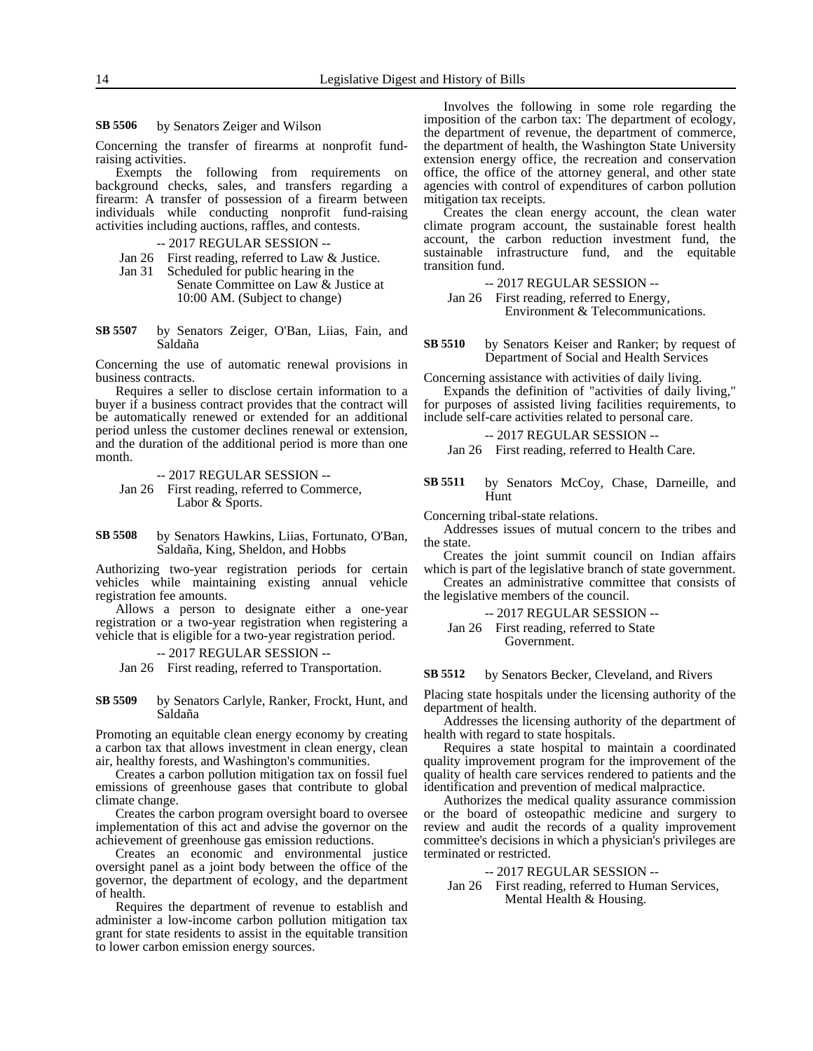**SB 5506** by Senators Zeiger and Wilson

Concerning the transfer of firearms at nonprofit fund-raising activities.

Exempts the following from requirements on background checks, sales, and transfers regarding a firearm: A transfer of possession of a firearm between individuals while conducting nonprofit fund-raising activities including auctions, raffles, and contests.

-- 2017 REGULAR SESSION --

Jan 26 First reading, referred to Law & Justice.

Jan 31 Scheduled for public hearing in the Senate Committee on Law & Justice at 10:00 AM. (Subject to change)

**SB 5507** by Senators Zeiger, O'Ban, Liias, Fain, and Saldaña

Concerning the use of automatic renewal provisions in business contracts.

Requires a seller to disclose certain information to a buyer if a business contract provides that the contract will be automatically renewed or extended for an additional period unless the customer declines renewal or extension, and the duration of the additional period is more than one month.

-- 2017 REGULAR SESSION --

Jan 26 First reading, referred to Commerce, Labor & Sports.

**SB 5508** by Senators Hawkins, Liias, Fortunato, O'Ban, Saldaña, King, Sheldon, and Hobbs

Authorizing two-year registration periods for certain vehicles while maintaining existing annual vehicle registration fee amounts.

Allows a person to designate either a one-year registration or a two-year registration when registering a vehicle that is eligible for a two-year registration period.

-- 2017 REGULAR SESSION --

Jan 26 First reading, referred to Transportation.

**SB 5509** by Senators Carlyle, Ranker, Frockt, Hunt, and Saldaña

Promoting an equitable clean energy economy by creating a carbon tax that allows investment in clean energy, clean air, healthy forests, and Washington's communities.

Creates a carbon pollution mitigation tax on fossil fuel emissions of greenhouse gases that contribute to global climate change.

Creates the carbon program oversight board to oversee implementation of this act and advise the governor on the achievement of greenhouse gas emission reductions.

Creates an economic and environmental justice oversight panel as a joint body between the office of the governor, the department of ecology, and the department of health.

Requires the department of revenue to establish and administer a low-income carbon pollution mitigation tax grant for state residents to assist in the equitable transition to lower carbon emission energy sources.

Involves the following in some role regarding the imposition of the carbon tax: The department of ecology, the department of revenue, the department of commerce, the department of health, the Washington State University extension energy office, the recreation and conservation office, the office of the attorney general, and other state agencies with control of expenditures of carbon pollution mitigation tax receipts.

Creates the clean energy account, the clean water climate program account, the sustainable forest health account, the carbon reduction investment fund, the sustainable infrastructure fund, and the equitable transition fund.

-- 2017 REGULAR SESSION --

Jan 26 First reading, referred to Energy, Environment & Telecommunications.

**SB 5510** by Senators Keiser and Ranker; by request of Department of Social and Health Services

Concerning assistance with activities of daily living.

Expands the definition of "activities of daily living," for purposes of assisted living facilities requirements, to include self-care activities related to personal care.

-- 2017 REGULAR SESSION --

Jan 26 First reading, referred to Health Care.

**SB 5511** by Senators McCoy, Chase, Darneille, and Hunt

Concerning tribal-state relations.

Addresses issues of mutual concern to the tribes and the state.

Creates the joint summit council on Indian affairs which is part of the legislative branch of state government.

Creates an administrative committee that consists of the legislative members of the council.

-- 2017 REGULAR SESSION --

Jan 26 First reading, referred to State Government.

**SB 5512** by Senators Becker, Cleveland, and Rivers

Placing state hospitals under the licensing authority of the department of health.

Addresses the licensing authority of the department of health with regard to state hospitals.

Requires a state hospital to maintain a coordinated quality improvement program for the improvement of the quality of health care services rendered to patients and the identification and prevention of medical malpractice.

Authorizes the medical quality assurance commission or the board of osteopathic medicine and surgery to review and audit the records of a quality improvement committee's decisions in which a physician's privileges are terminated or restricted.

-- 2017 REGULAR SESSION --

Jan 26 First reading, referred to Human Services, Mental Health & Housing.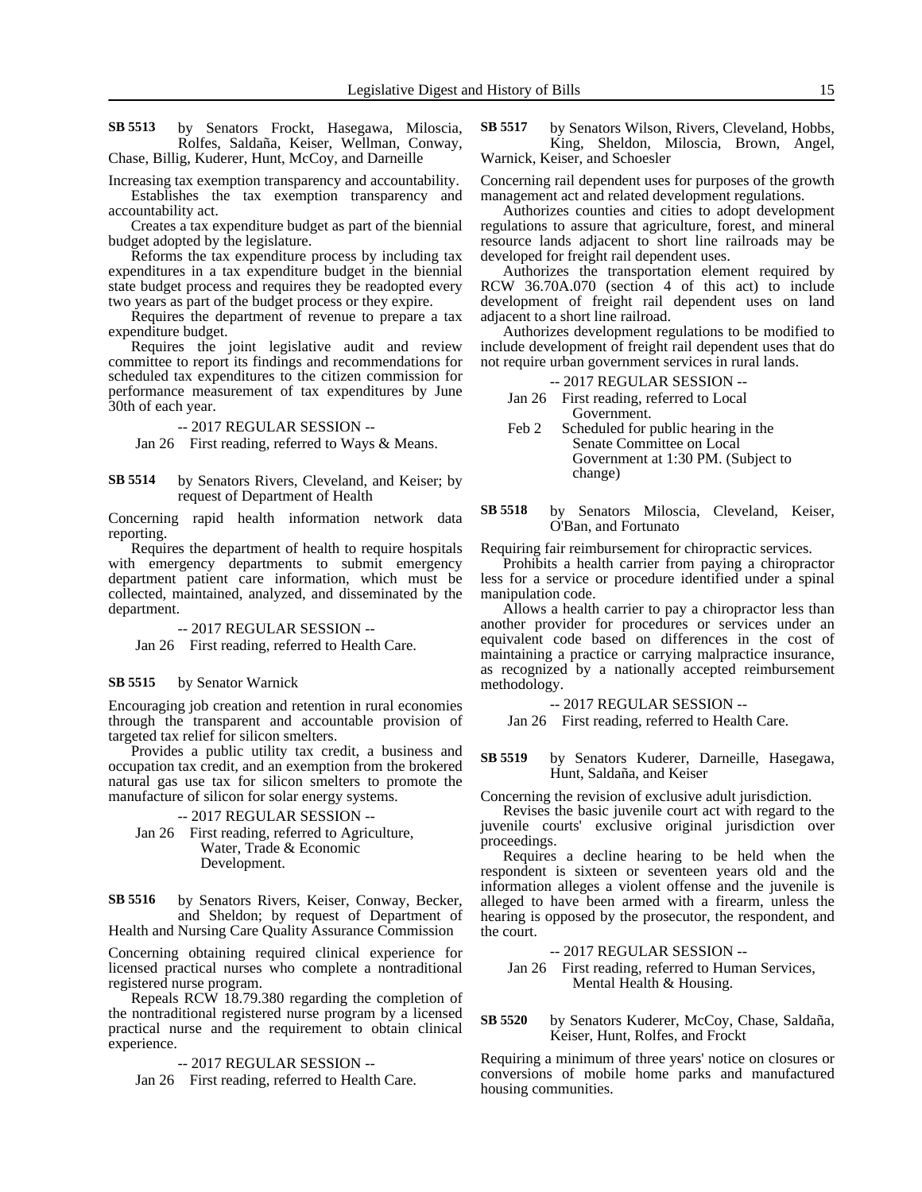**SB 5513** by Senators Frockt, Hasegawa, Miloscia, Rolfes, Saldaña, Keiser, Wellman, Conway, Chase, Billig, Kuderer, Hunt, McCoy, and Darneille

Increasing tax exemption transparency and accountability.

Establishes the tax exemption transparency and accountability act.

Creates a tax expenditure budget as part of the biennial budget adopted by the legislature.

Reforms the tax expenditure process by including tax expenditures in a tax expenditure budget in the biennial state budget process and requires they be readopted every two years as part of the budget process or they expire.

Requires the department of revenue to prepare a tax expenditure budget.

Requires the joint legislative audit and review committee to report its findings and recommendations for scheduled tax expenditures to the citizen commission for performance measurement of tax expenditures by June 30th of each year.

-- 2017 REGULAR SESSION --

Jan 26 First reading, referred to Ways & Means.

**SB 5514** by Senators Rivers, Cleveland, and Keiser; by request of Department of Health

Concerning rapid health information network data reporting.

Requires the department of health to require hospitals with emergency departments to submit emergency department patient care information, which must be collected, maintained, analyzed, and disseminated by the department.

-- 2017 REGULAR SESSION --

Jan 26 First reading, referred to Health Care.

**SB 5515** by Senator Warnick

Encouraging job creation and retention in rural economies through the transparent and accountable provision of targeted tax relief for silicon smelters.

Provides a public utility tax credit, a business and occupation tax credit, and an exemption from the brokered natural gas use tax for silicon smelters to promote the manufacture of silicon for solar energy systems.

-- 2017 REGULAR SESSION --

Jan 26 First reading, referred to Agriculture, Water, Trade & Economic Development.

**SB 5516** by Senators Rivers, Keiser, Conway, Becker, and Sheldon; by request of Department of Health and Nursing Care Quality Assurance Commission

Concerning obtaining required clinical experience for licensed practical nurses who complete a nontraditional registered nurse program.

Repeals RCW 18.79.380 regarding the completion of the nontraditional registered nurse program by a licensed practical nurse and the requirement to obtain clinical experience.

-- 2017 REGULAR SESSION --

Jan 26 First reading, referred to Health Care.

**SB 5517** by Senators Wilson, Rivers, Cleveland, Hobbs, King, Sheldon, Miloscia, Brown, Angel, Warnick, Keiser, and Schoesler

Concerning rail dependent uses for purposes of the growth management act and related development regulations.

Authorizes counties and cities to adopt development regulations to assure that agriculture, forest, and mineral resource lands adjacent to short line railroads may be developed for freight rail dependent uses.

Authorizes the transportation element required by RCW 36.70A.070 (section 4 of this act) to include development of freight rail dependent uses on land adjacent to a short line railroad.

Authorizes development regulations to be modified to include development of freight rail dependent uses that do not require urban government services in rural lands.

-- 2017 REGULAR SESSION --

Jan 26 First reading, referred to Local Government.

Feb 2 Scheduled for public hearing in the Senate Committee on Local Government at 1:30 PM. (Subject to change)

**SB 5518** by Senators Miloscia, Cleveland, Keiser, O'Ban, and Fortunato

Requiring fair reimbursement for chiropractic services.

Prohibits a health carrier from paying a chiropractor less for a service or procedure identified under a spinal manipulation code.

Allows a health carrier to pay a chiropractor less than another provider for procedures or services under an equivalent code based on differences in the cost of maintaining a practice or carrying malpractice insurance, as recognized by a nationally accepted reimbursement methodology.

-- 2017 REGULAR SESSION --

Jan 26 First reading, referred to Health Care.

**SB 5519** by Senators Kuderer, Darneille, Hasegawa, Hunt, Saldaña, and Keiser

Concerning the revision of exclusive adult jurisdiction.

Revises the basic juvenile court act with regard to the juvenile courts' exclusive original jurisdiction over proceedings.

Requires a decline hearing to be held when the respondent is sixteen or seventeen years old and the information alleges a violent offense and the juvenile is alleged to have been armed with a firearm, unless the hearing is opposed by the prosecutor, the respondent, and the court.

-- 2017 REGULAR SESSION --

Jan 26 First reading, referred to Human Services, Mental Health & Housing.

**SB 5520** by Senators Kuderer, McCoy, Chase, Saldaña, Keiser, Hunt, Rolfes, and Frockt

Requiring a minimum of three years' notice on closures or conversions of mobile home parks and manufactured housing communities.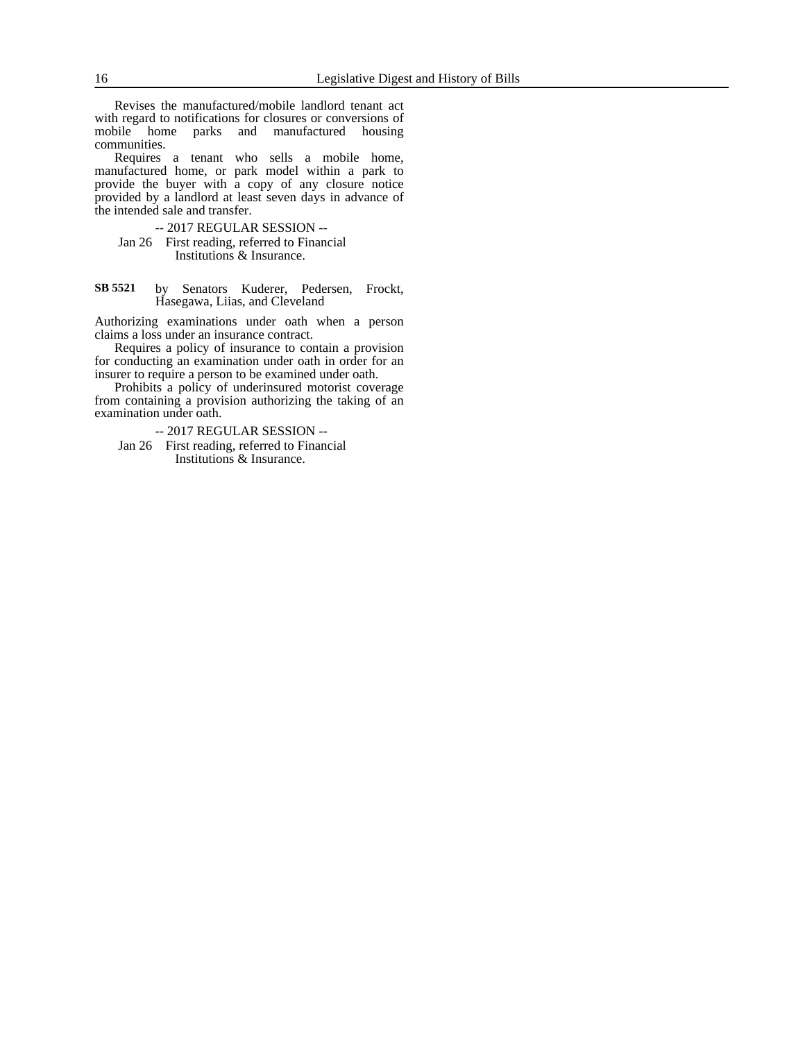Revises the manufactured/mobile landlord tenant act with regard to notifications for closures or conversions of mobile home parks and manufactured housing communities.

Requires a tenant who sells a mobile home, manufactured home, or park model within a park to provide the buyer with a copy of any closure notice provided by a landlord at least seven days in advance of the intended sale and transfer.

-- 2017 REGULAR SESSION --

Jan 26 First reading, referred to Financial Institutions & Insurance.

**SB 5521** by Senators Kuderer, Pedersen, Frockt, Hasegawa, Liias, and Cleveland

Authorizing examinations under oath when a person claims a loss under an insurance contract.

Requires a policy of insurance to contain a provision for conducting an examination under oath in order for an insurer to require a person to be examined under oath.

Prohibits a policy of underinsured motorist coverage from containing a provision authorizing the taking of an examination under oath.

-- 2017 REGULAR SESSION --

Jan 26 First reading, referred to Financial Institutions & Insurance.